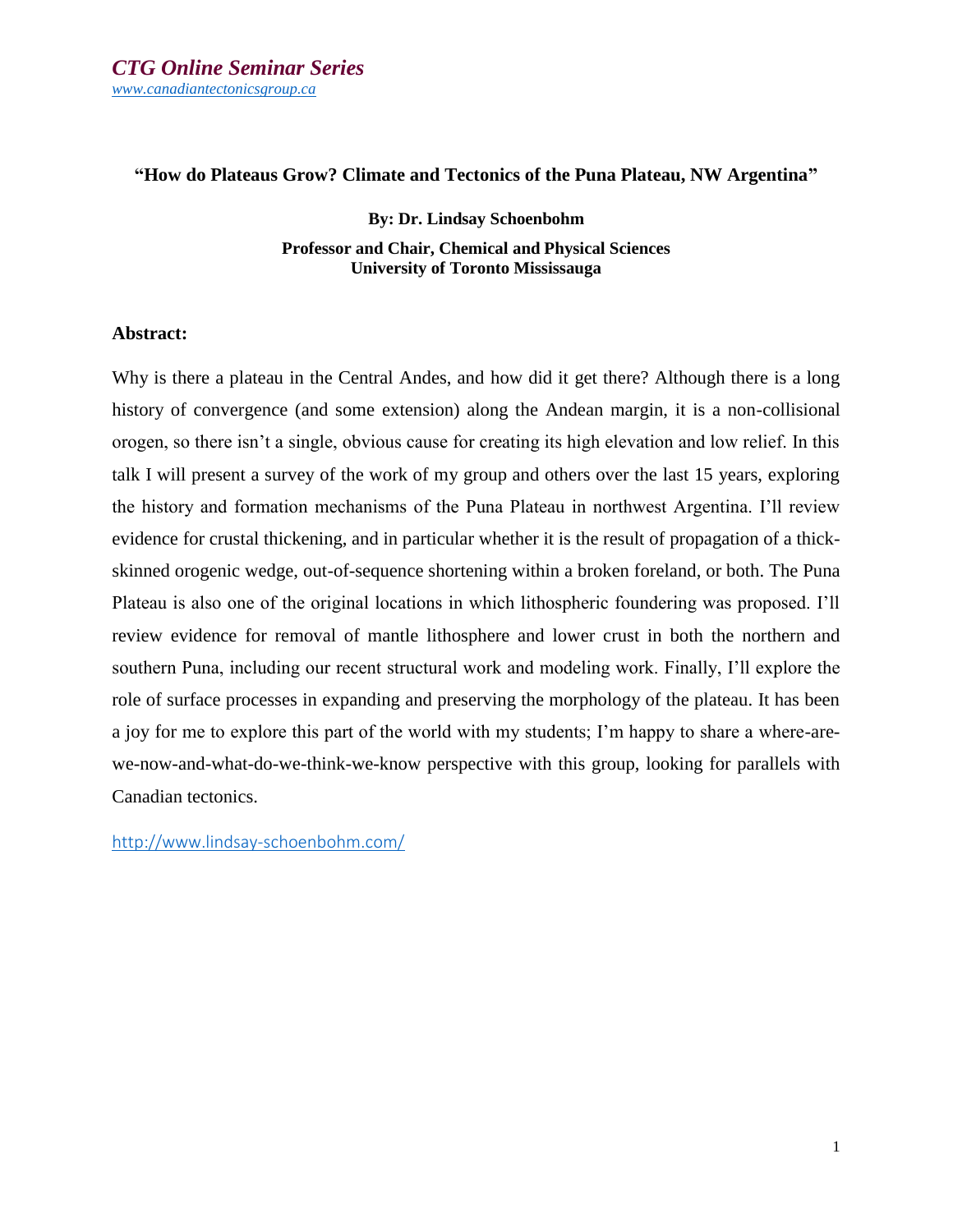*CTG Online Seminar Series*
*www.canadiantectonicsgroup.ca*

**"How do Plateaus Grow? Climate and Tectonics of the Puna Plateau, NW Argentina"**

**By: Dr. Lindsay Schoenbohm**

**Professor and Chair, Chemical and Physical Sciences**
**University of Toronto Mississauga**

## Abstract:

Why is there a plateau in the Central Andes, and how did it get there? Although there is a long history of convergence (and some extension) along the Andean margin, it is a non-collisional orogen, so there isn't a single, obvious cause for creating its high elevation and low relief. In this talk I will present a survey of the work of my group and others over the last 15 years, exploring the history and formation mechanisms of the Puna Plateau in northwest Argentina. I'll review evidence for crustal thickening, and in particular whether it is the result of propagation of a thick-skinned orogenic wedge, out-of-sequence shortening within a broken foreland, or both. The Puna Plateau is also one of the original locations in which lithospheric foundering was proposed. I'll review evidence for removal of mantle lithosphere and lower crust in both the northern and southern Puna, including our recent structural work and modeling work. Finally, I'll explore the role of surface processes in expanding and preserving the morphology of the plateau. It has been a joy for me to explore this part of the world with my students; I'm happy to share a where-are-we-now-and-what-do-we-think-we-know perspective with this group, looking for parallels with Canadian tectonics.

http://www.lindsay-schoenbohm.com/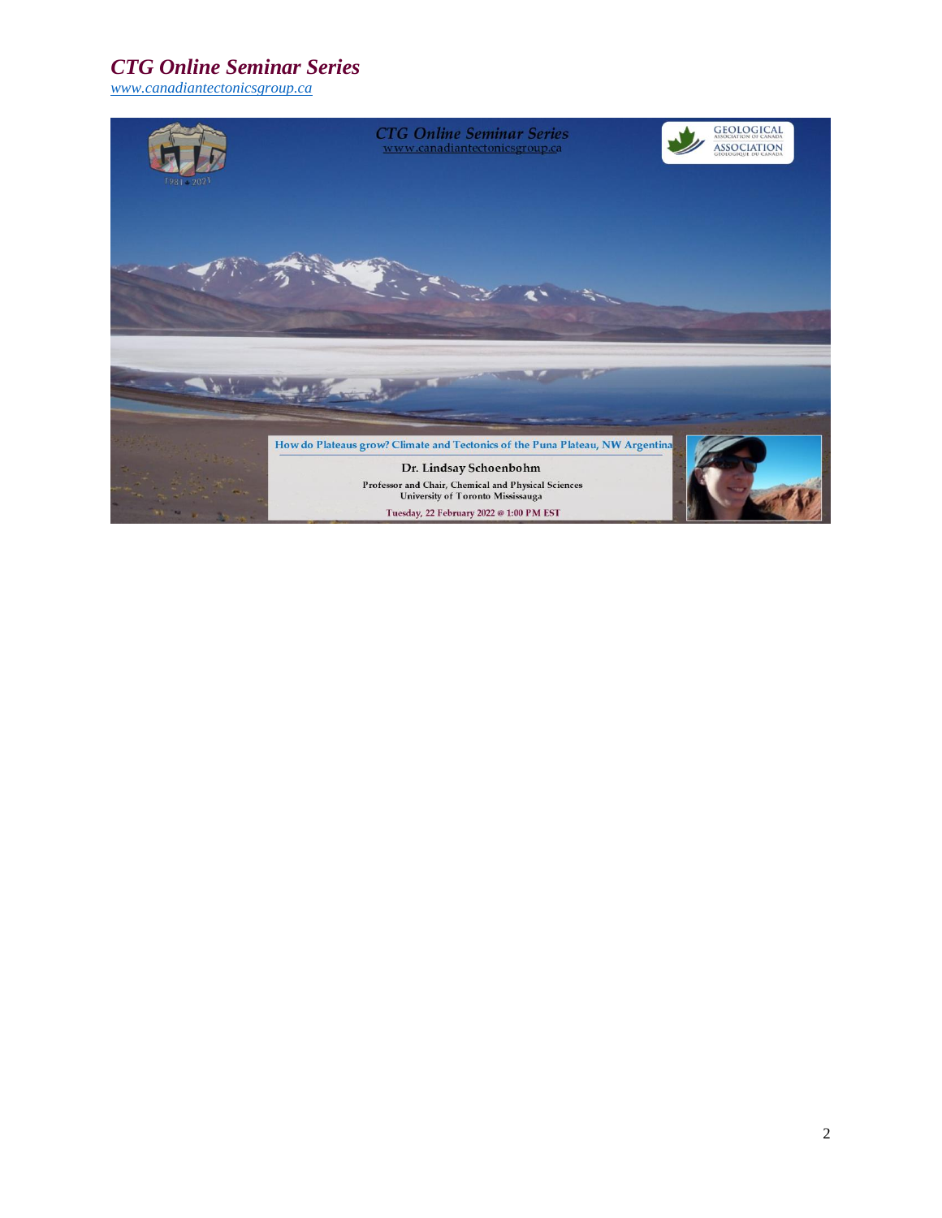CTG Online Seminar Series
www.canadiantectonicsgroup.ca

How do Plateaus grow? Climate and Tectonics of the Puna Plateau, NW Argentina

Dr. Lindsay Schoenbohm

Professor and Chair, Chemical and Physical Sciences
University of Toronto Mississauga

Tuesday, 22 February 2022 @ 1:00 PM EST